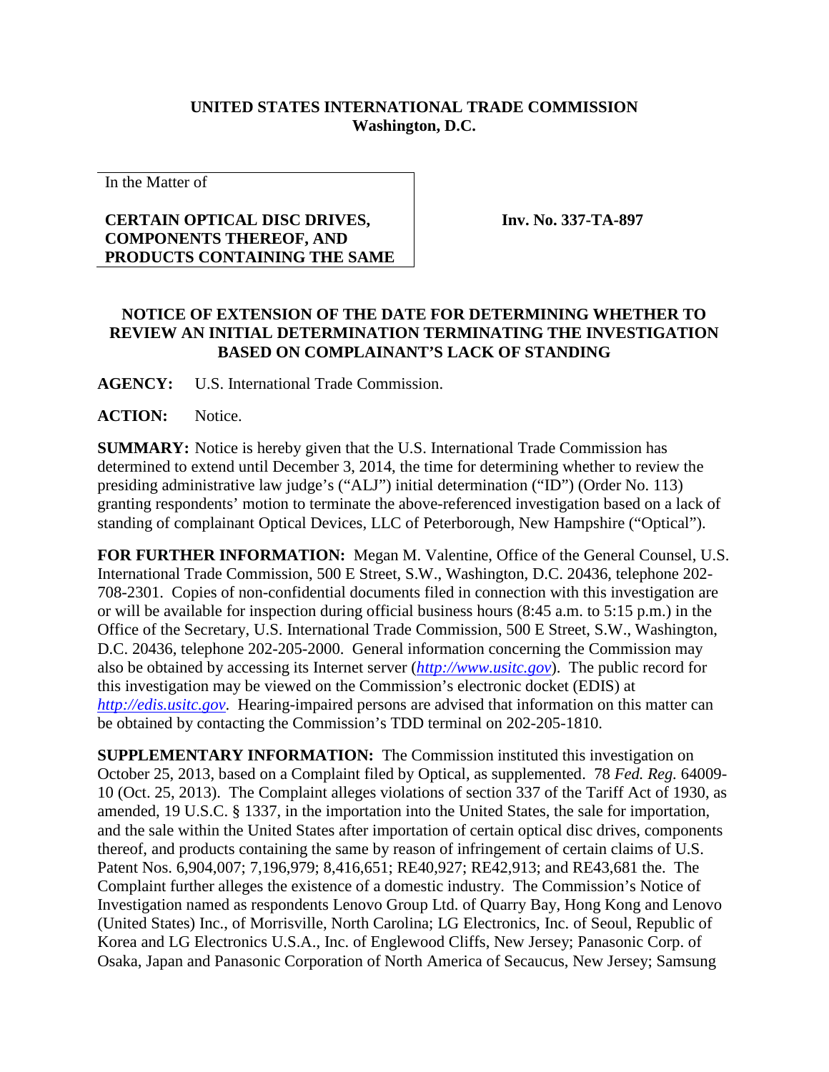**UNITED STATES INTERNATIONAL TRADE COMMISSION**
**Washington, D.C.**

| In the Matter of<br><br>**CERTAIN OPTICAL DISC DRIVES, COMPONENTS THEREOF, AND PRODUCTS CONTAINING THE SAME** | **Inv. No. 337-TA-897** |
| --- | --- |

**NOTICE OF EXTENSION OF THE DATE FOR DETERMINING WHETHER TO REVIEW AN INITIAL DETERMINATION TERMINATING THE INVESTIGATION BASED ON COMPLAINANT'S LACK OF STANDING**

**AGENCY:** U.S. International Trade Commission.

**ACTION:** Notice.

**SUMMARY:** Notice is hereby given that the U.S. International Trade Commission has determined to extend until December 3, 2014, the time for determining whether to review the presiding administrative law judge's ("ALJ") initial determination ("ID") (Order No. 113) granting respondents' motion to terminate the above-referenced investigation based on a lack of standing of complainant Optical Devices, LLC of Peterborough, New Hampshire ("Optical").

**FOR FURTHER INFORMATION:** Megan M. Valentine, Office of the General Counsel, U.S. International Trade Commission, 500 E Street, S.W., Washington, D.C. 20436, telephone 202-708-2301. Copies of non-confidential documents filed in connection with this investigation are or will be available for inspection during official business hours (8:45 a.m. to 5:15 p.m.) in the Office of the Secretary, U.S. International Trade Commission, 500 E Street, S.W., Washington, D.C. 20436, telephone 202-205-2000. General information concerning the Commission may also be obtained by accessing its Internet server (*http://www.usitc.gov*). The public record for this investigation may be viewed on the Commission's electronic docket (EDIS) at *http://edis.usitc.gov*. Hearing-impaired persons are advised that information on this matter can be obtained by contacting the Commission's TDD terminal on 202-205-1810.

**SUPPLEMENTARY INFORMATION:** The Commission instituted this investigation on October 25, 2013, based on a Complaint filed by Optical, as supplemented. 78 *Fed. Reg.* 64009-10 (Oct. 25, 2013). The Complaint alleges violations of section 337 of the Tariff Act of 1930, as amended, 19 U.S.C. § 1337, in the importation into the United States, the sale for importation, and the sale within the United States after importation of certain optical disc drives, components thereof, and products containing the same by reason of infringement of certain claims of U.S. Patent Nos. 6,904,007; 7,196,979; 8,416,651; RE40,927; RE42,913; and RE43,681 the. The Complaint further alleges the existence of a domestic industry. The Commission's Notice of Investigation named as respondents Lenovo Group Ltd. of Quarry Bay, Hong Kong and Lenovo (United States) Inc., of Morrisville, North Carolina; LG Electronics, Inc. of Seoul, Republic of Korea and LG Electronics U.S.A., Inc. of Englewood Cliffs, New Jersey; Panasonic Corp. of Osaka, Japan and Panasonic Corporation of North America of Secaucus, New Jersey; Samsung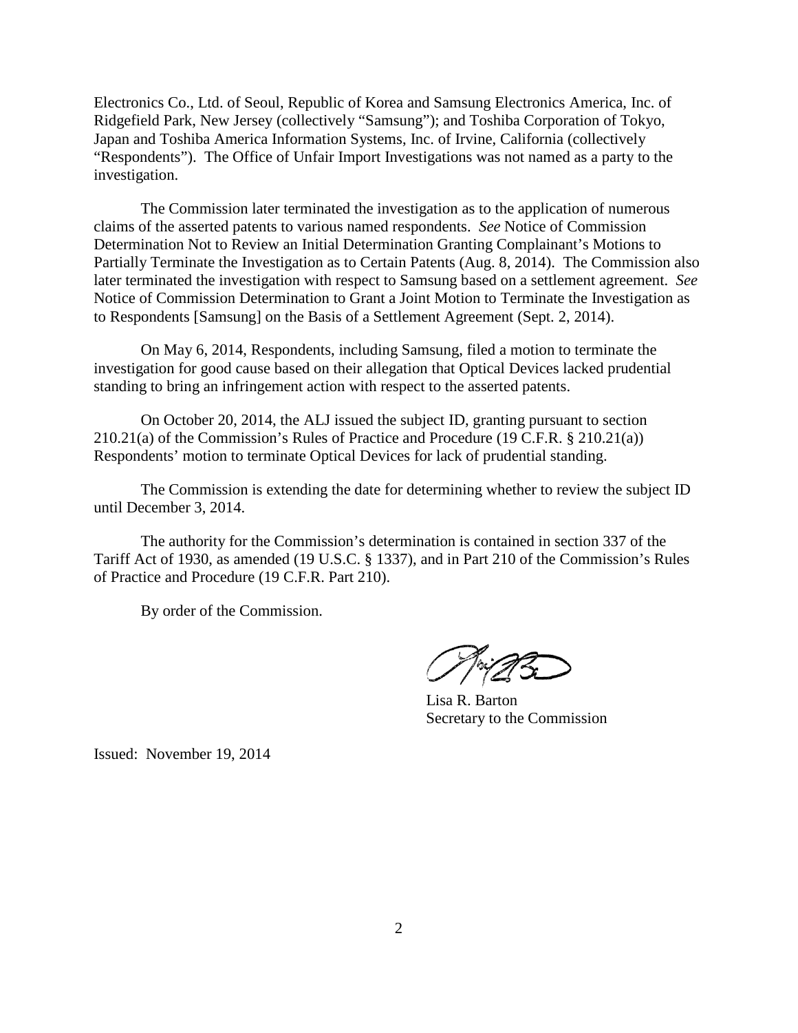Electronics Co., Ltd. of Seoul, Republic of Korea and Samsung Electronics America, Inc. of Ridgefield Park, New Jersey (collectively "Samsung"); and Toshiba Corporation of Tokyo, Japan and Toshiba America Information Systems, Inc. of Irvine, California (collectively "Respondents"). The Office of Unfair Import Investigations was not named as a party to the investigation.

The Commission later terminated the investigation as to the application of numerous claims of the asserted patents to various named respondents. *See* Notice of Commission Determination Not to Review an Initial Determination Granting Complainant's Motions to Partially Terminate the Investigation as to Certain Patents (Aug. 8, 2014). The Commission also later terminated the investigation with respect to Samsung based on a settlement agreement. *See* Notice of Commission Determination to Grant a Joint Motion to Terminate the Investigation as to Respondents [Samsung] on the Basis of a Settlement Agreement (Sept. 2, 2014).

On May 6, 2014, Respondents, including Samsung, filed a motion to terminate the investigation for good cause based on their allegation that Optical Devices lacked prudential standing to bring an infringement action with respect to the asserted patents.

On October 20, 2014, the ALJ issued the subject ID, granting pursuant to section 210.21(a) of the Commission's Rules of Practice and Procedure (19 C.F.R. § 210.21(a)) Respondents' motion to terminate Optical Devices for lack of prudential standing.

The Commission is extending the date for determining whether to review the subject ID until December 3, 2014.

The authority for the Commission's determination is contained in section 337 of the Tariff Act of 1930, as amended (19 U.S.C. § 1337), and in Part 210 of the Commission's Rules of Practice and Procedure (19 C.F.R. Part 210).

By order of the Commission.

Lisa R. Barton
Secretary to the Commission

Issued: November 19, 2014